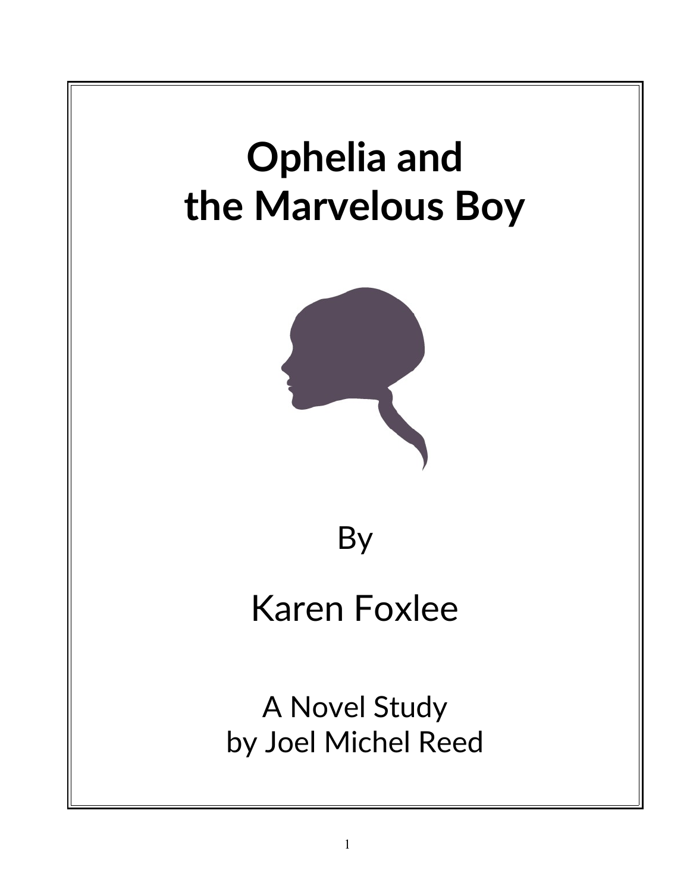# Ophelia and the Marvelous Boy

By

Karen Foxlee

A Novel Study
by Joel Michel Reed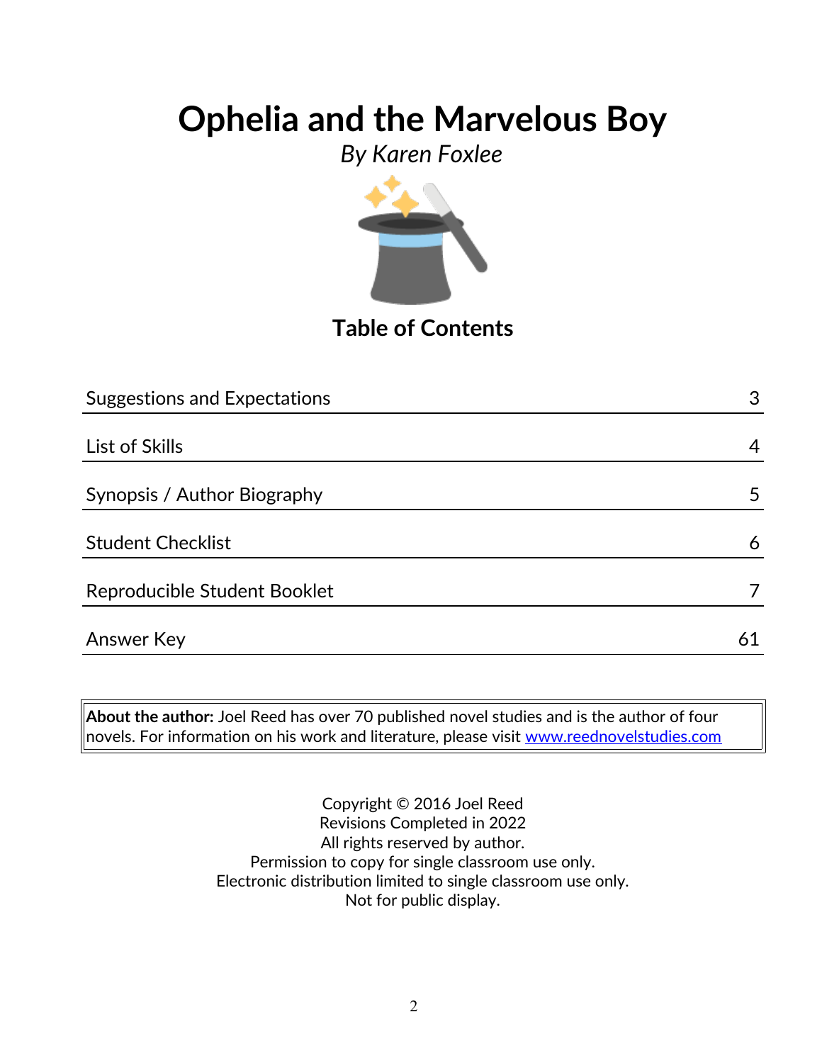# Ophelia and the Marvelous Boy

*By Karen Foxlee*

## Table of Contents

| | |
|---|---|
| Suggestions and Expectations | 3 |
| List of Skills | 4 |
| Synopsis / Author Biography | 5 |
| Student Checklist | 6 |
| Reproducible Student Booklet | 7 |
| Answer Key | 61 |

**About the author:** Joel Reed has over 70 published novel studies and is the author of four novels. For information on his work and literature, please visit www.reednovelstudies.com

Copyright © 2016 Joel Reed
Revisions Completed in 2022
All rights reserved by author.
Permission to copy for single classroom use only.
Electronic distribution limited to single classroom use only.
Not for public display.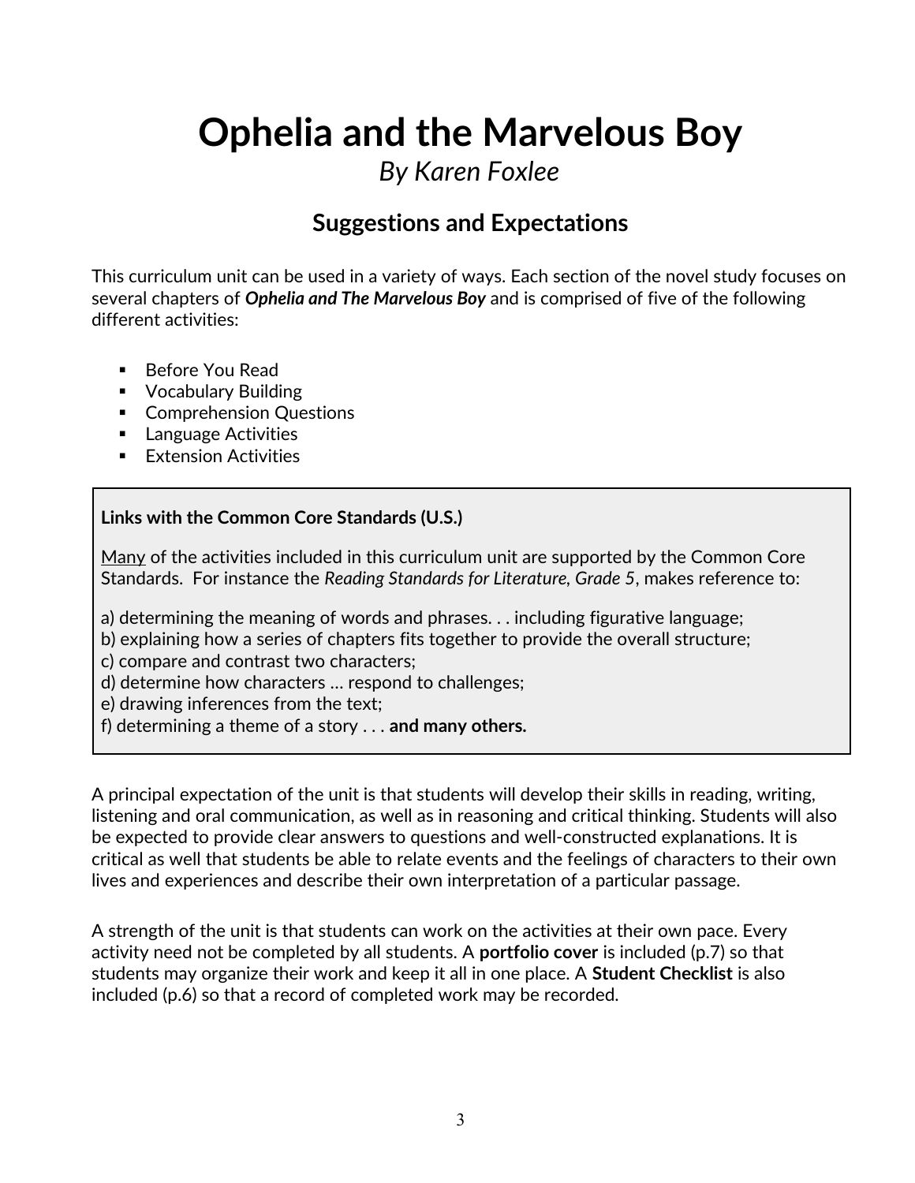# Ophelia and the Marvelous Boy

*By Karen Foxlee*

## Suggestions and Expectations

This curriculum unit can be used in a variety of ways. Each section of the novel study focuses on several chapters of ***Ophelia and The Marvelous Boy*** and is comprised of five of the following different activities:

- Before You Read
- Vocabulary Building
- Comprehension Questions
- Language Activities
- Extension Activities

**Links with the Common Core Standards (U.S.)**

<u>Many</u> of the activities included in this curriculum unit are supported by the Common Core Standards. For instance the *Reading Standards for Literature, Grade 5*, makes reference to:

a) determining the meaning of words and phrases. . . including figurative language;
b) explaining how a series of chapters fits together to provide the overall structure;
c) compare and contrast two characters;
d) determine how characters … respond to challenges;
e) drawing inferences from the text;
f) determining a theme of a story . . . **and many others.**

A principal expectation of the unit is that students will develop their skills in reading, writing, listening and oral communication, as well as in reasoning and critical thinking. Students will also be expected to provide clear answers to questions and well-constructed explanations. It is critical as well that students be able to relate events and the feelings of characters to their own lives and experiences and describe their own interpretation of a particular passage.

A strength of the unit is that students can work on the activities at their own pace. Every activity need not be completed by all students. A **portfolio cover** is included (p.7) so that students may organize their work and keep it all in one place. A **Student Checklist** is also included (p.6) so that a record of completed work may be recorded.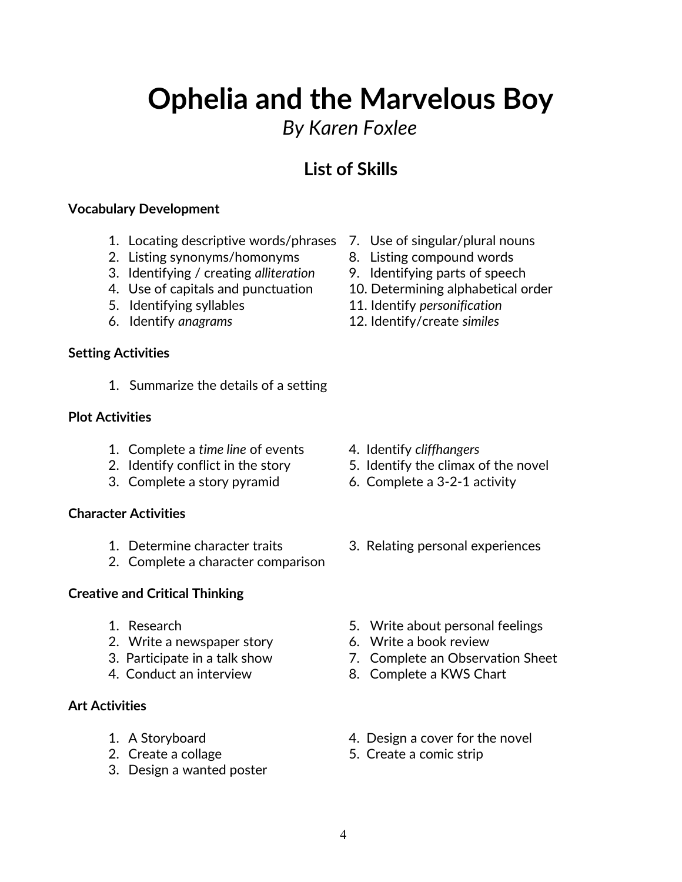# Ophelia and the Marvelous Boy

*By Karen Foxlee*

## List of Skills

**Vocabulary Development**

1. Locating descriptive words/phrases
2. Listing synonyms/homonyms
3. Identifying / creating *alliteration*
4. Use of capitals and punctuation
5. Identifying syllables
6. Identify *anagrams*
7. Use of singular/plural nouns
8. Listing compound words
9. Identifying parts of speech
10. Determining alphabetical order
11. Identify *personification*
12. Identify/create *similes*

**Setting Activities**

1. Summarize the details of a setting

**Plot Activities**

1. Complete a *time line* of events
2. Identify conflict in the story
3. Complete a story pyramid
4. Identify *cliffhangers*
5. Identify the climax of the novel
6. Complete a 3-2-1 activity

**Character Activities**

1. Determine character traits
2. Complete a character comparison
3. Relating personal experiences

**Creative and Critical Thinking**

1. Research
2. Write a newspaper story
3. Participate in a talk show
4. Conduct an interview
5. Write about personal feelings
6. Write a book review
7. Complete an Observation Sheet
8. Complete a KWS Chart

**Art Activities**

1. A Storyboard
2. Create a collage
3. Design a wanted poster
4. Design a cover for the novel
5. Create a comic strip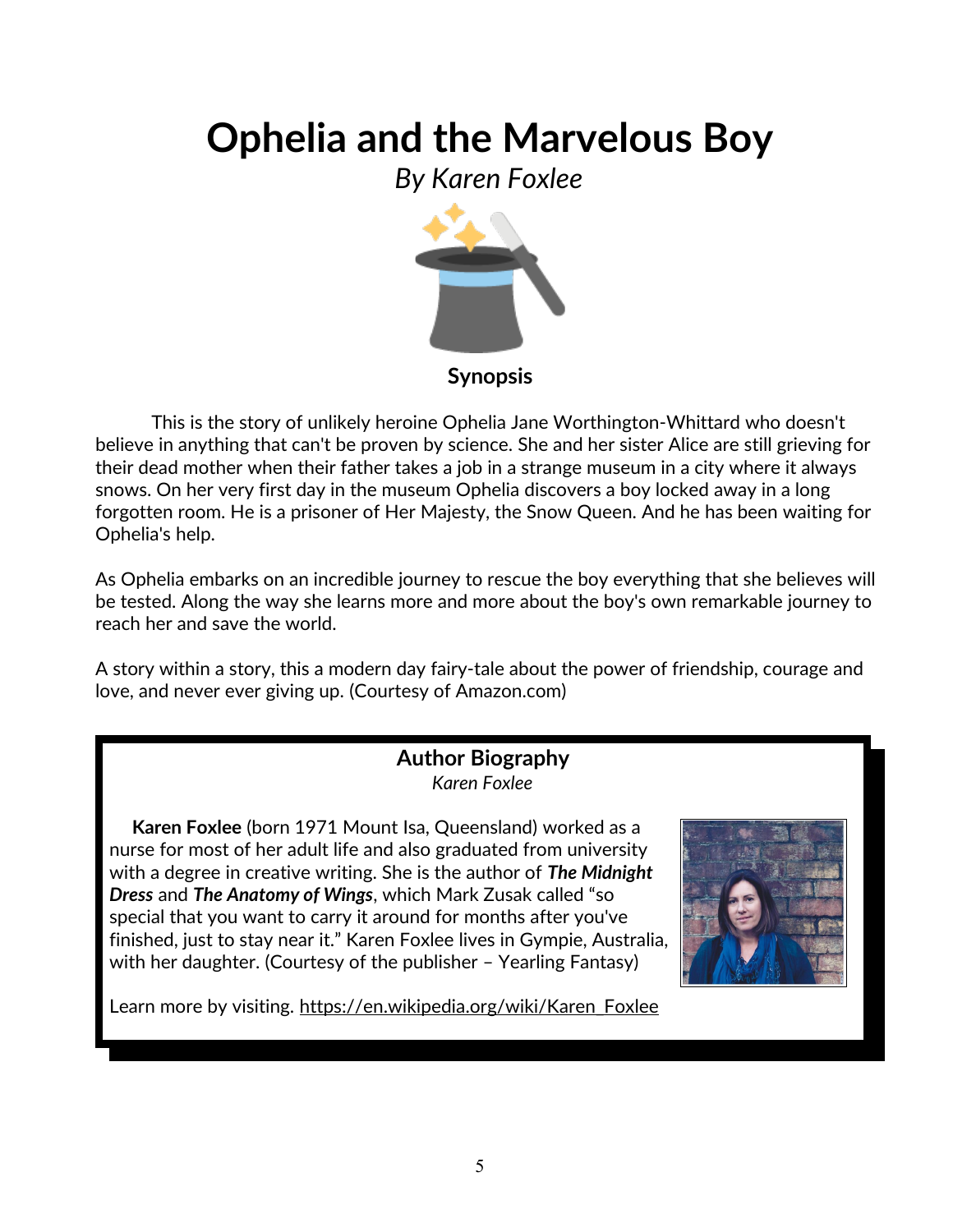# Ophelia and the Marvelous Boy

*By Karen Foxlee*

**Synopsis**

This is the story of unlikely heroine Ophelia Jane Worthington-Whittard who doesn't believe in anything that can't be proven by science. She and her sister Alice are still grieving for their dead mother when their father takes a job in a strange museum in a city where it always snows. On her very first day in the museum Ophelia discovers a boy locked away in a long forgotten room. He is a prisoner of Her Majesty, the Snow Queen. And he has been waiting for Ophelia's help.

As Ophelia embarks on an incredible journey to rescue the boy everything that she believes will be tested. Along the way she learns more and more about the boy's own remarkable journey to reach her and save the world.

A story within a story, this a modern day fairy-tale about the power of friendship, courage and love, and never ever giving up. (Courtesy of Amazon.com)

## Author Biography

*Karen Foxlee*

**Karen Foxlee** (born 1971 Mount Isa, Queensland) worked as a nurse for most of her adult life and also graduated from university with a degree in creative writing. She is the author of ***The Midnight Dress*** and ***The Anatomy of Wings***, which Mark Zusak called "so special that you want to carry it around for months after you've finished, just to stay near it." Karen Foxlee lives in Gympie, Australia, with her daughter. (Courtesy of the publisher – Yearling Fantasy)

Learn more by visiting. https://en.wikipedia.org/wiki/Karen_Foxlee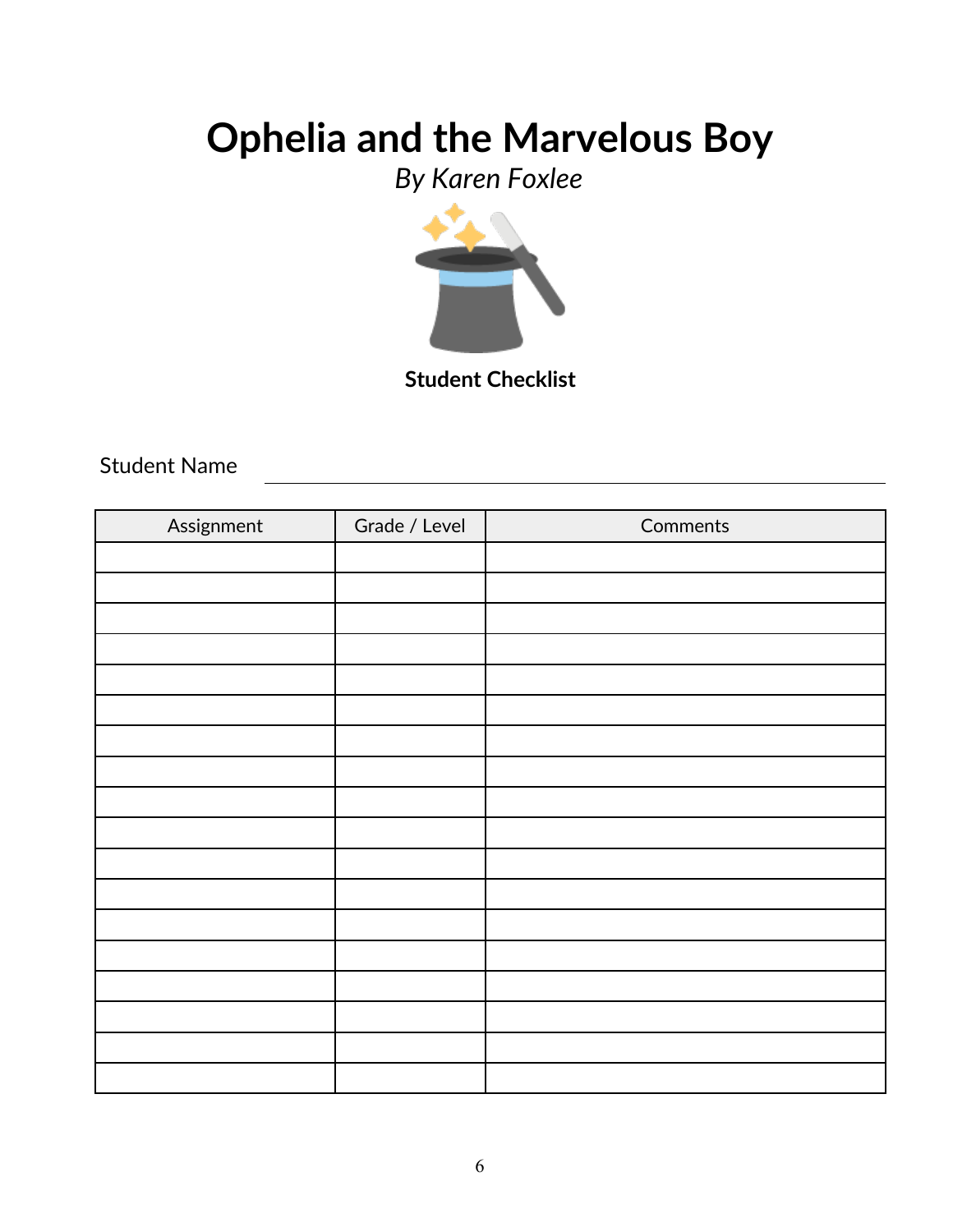# Ophelia and the Marvelous Boy

*By Karen Foxlee*

**Student Checklist**

Student Name ______________________________

| Assignment | Grade / Level | Comments |
|---|---|---|
| | | |
| | | |
| | | |
| | | |
| | | |
| | | |
| | | |
| | | |
| | | |
| | | |
| | | |
| | | |
| | | |
| | | |
| | | |
| | | |
| | | |
| | | |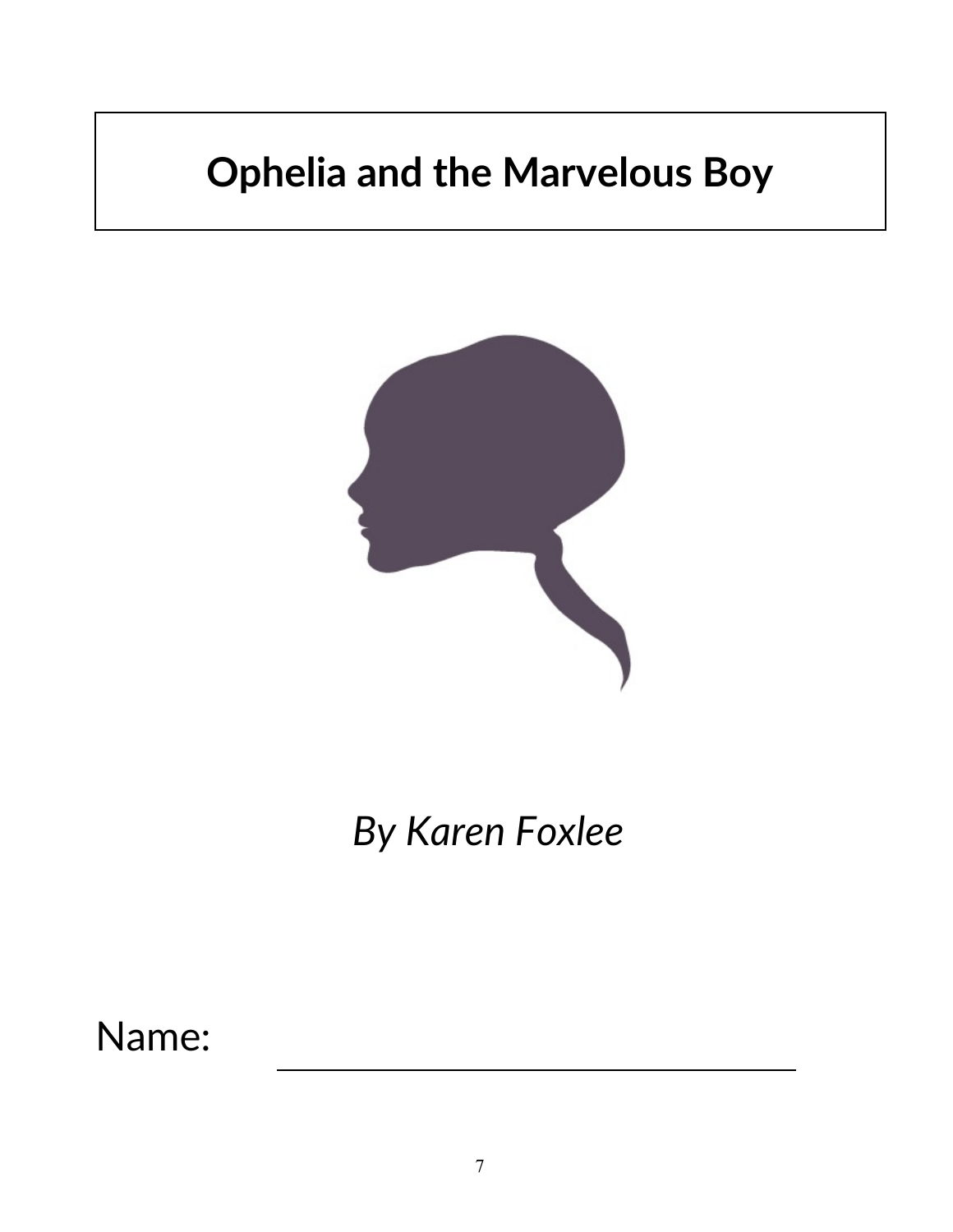# Ophelia and the Marvelous Boy

*By Karen Foxlee*

Name: ______________________________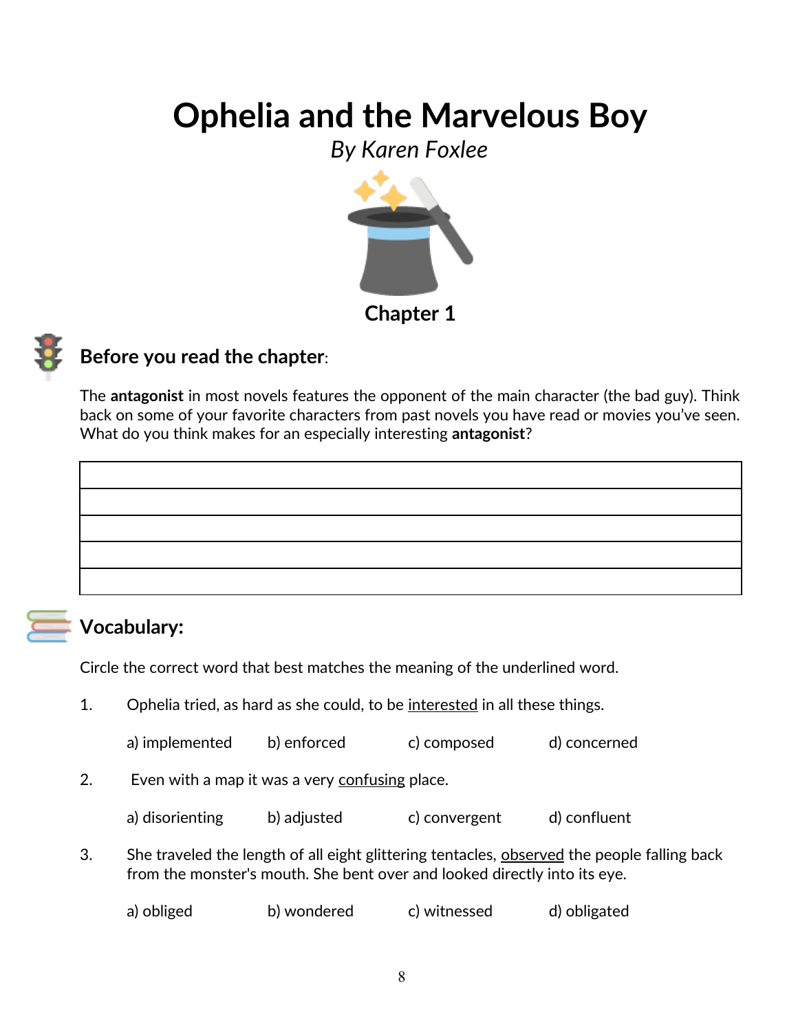# Ophelia and the Marvelous Boy

*By Karen Foxlee*

## Chapter 1

### Before you read the chapter:

The **antagonist** in most novels features the opponent of the main character (the bad guy). Think back on some of your favorite characters from past novels you have read or movies you've seen. What do you think makes for an especially interesting **antagonist**?

|  |
|---|
|  |
|  |
|  |
|  |
|  |

### Vocabulary:

Circle the correct word that best matches the meaning of the underlined word.

1. Ophelia tried, as hard as she could, to be <u>interested</u> in all these things.

   a) implemented  b) enforced  c) composed  d) concerned

2. Even with a map it was a very <u>confusing</u> place.

   a) disorienting  b) adjusted  c) convergent  d) confluent

3. She traveled the length of all eight glittering tentacles, <u>observed</u> the people falling back from the monster's mouth. She bent over and looked directly into its eye.

   a) obliged  b) wondered  c) witnessed  d) obligated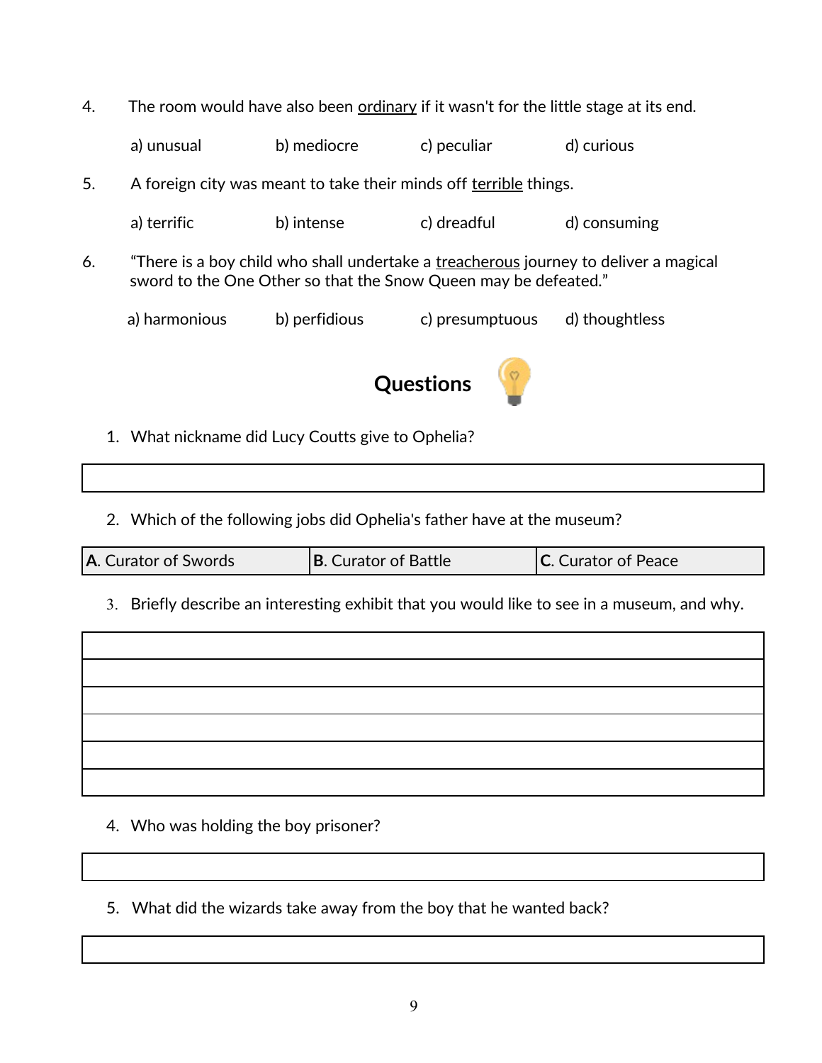4. The room would have also been <u>ordinary</u> if it wasn't for the little stage at its end.

   a) unusual  b) mediocre  c) peculiar  d) curious

5. A foreign city was meant to take their minds off <u>terrible</u> things.

   a) terrific  b) intense  c) dreadful  d) consuming

6. "There is a boy child who shall undertake a <u>treacherous</u> journey to deliver a magical sword to the One Other so that the Snow Queen may be defeated."

   a) harmonious  b) perfidious  c) presumptuous  d) thoughtless

## Questions

1. What nickname did Lucy Coutts give to Ophelia?

| |
|---|
| |

2. Which of the following jobs did Ophelia's father have at the museum?

| **A**. Curator of Swords | **B**. Curator of Battle | **C**. Curator of Peace |
|---|---|---|

3. Briefly describe an interesting exhibit that you would like to see in a museum, and why.

| |
|---|
| |
| |
| |
| |
| |
| |

4. Who was holding the boy prisoner?

| |
|---|
| |

5. What did the wizards take away from the boy that he wanted back?

| |
|---|
| |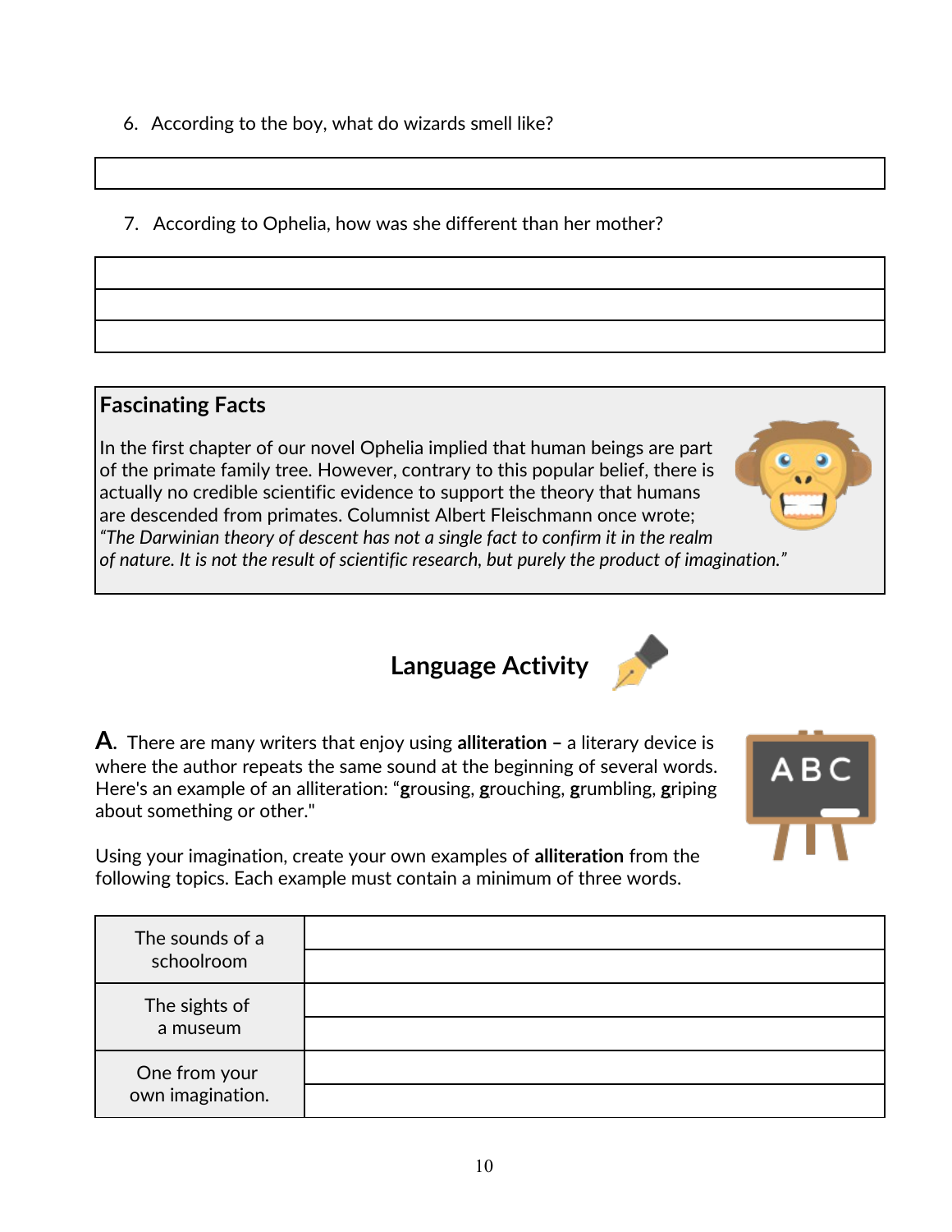6. According to the boy, what do wizards smell like?

| |
|---|
| |

7. According to Ophelia, how was she different than her mother?

| |
|---|
| |
| |
| |

**Fascinating Facts**

In the first chapter of our novel Ophelia implied that human beings are part of the primate family tree. However, contrary to this popular belief, there is actually no credible scientific evidence to support the theory that humans are descended from primates. Columnist Albert Fleischmann once wrote; *"The Darwinian theory of descent has not a single fact to confirm it in the realm of nature. It is not the result of scientific research, but purely the product of imagination."*

## Language Activity

**A.** There are many writers that enjoy using **alliteration** – a literary device is where the author repeats the same sound at the beginning of several words. Here's an example of an alliteration: "**g**rousing, **g**rouching, **g**rumbling, **g**riping about something or other."

Using your imagination, create your own examples of **alliteration** from the following topics. Each example must contain a minimum of three words.

| | |
|---|---|
| The sounds of a schoolroom | |
| | |
| The sights of a museum | |
| | |
| One from your own imagination. | |
| | |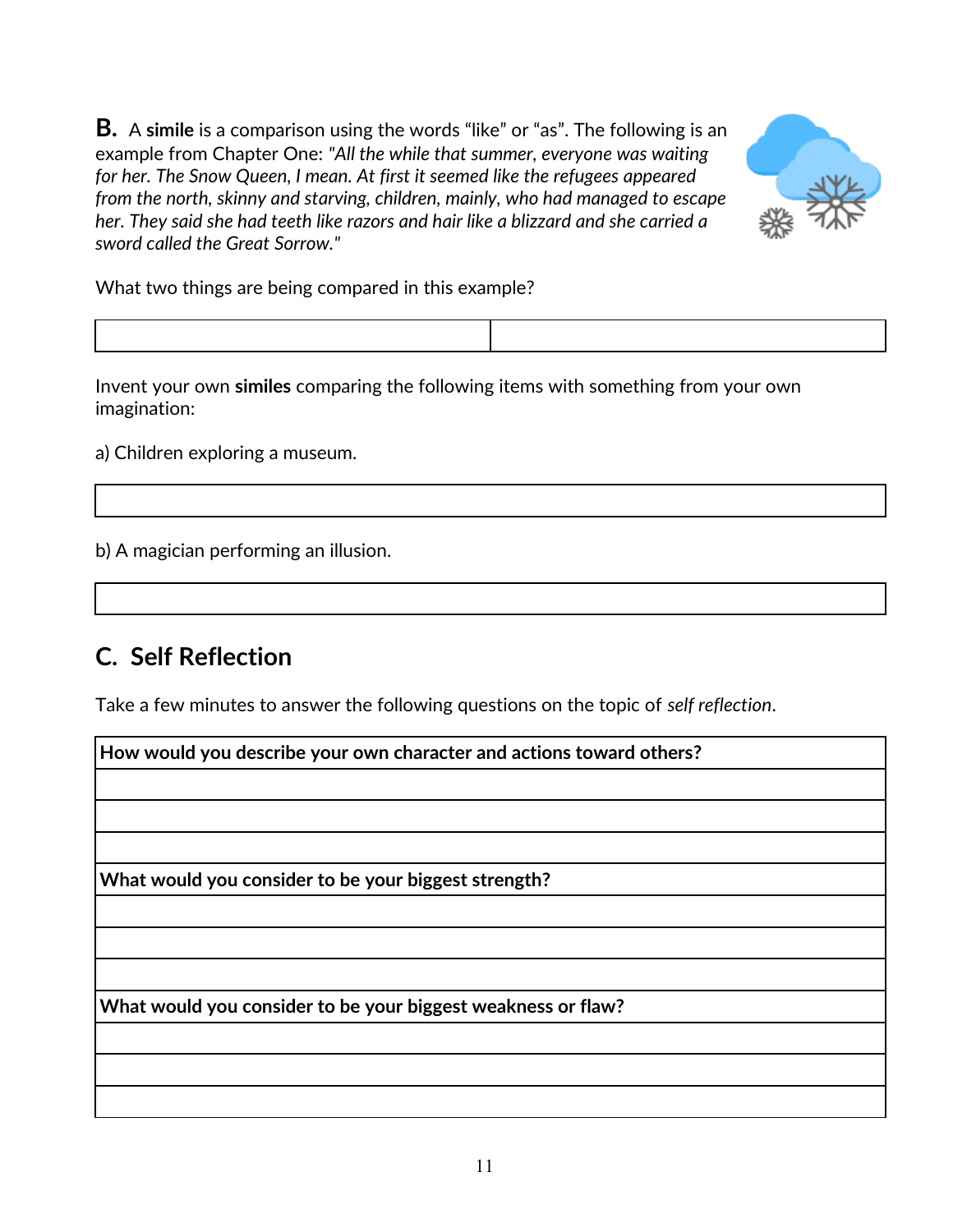**B.** A **simile** is a comparison using the words "like" or "as". The following is an example from Chapter One: *"All the while that summer, everyone was waiting for her. The Snow Queen, I mean. At first it seemed like the refugees appeared from the north, skinny and starving, children, mainly, who had managed to escape her. They said she had teeth like razors and hair like a blizzard and she carried a sword called the Great Sorrow."*

What two things are being compared in this example?

| | |
|---|---|
| | |

Invent your own **similes** comparing the following items with something from your own imagination:

a) Children exploring a museum.

| |
|---|
| |

b) A magician performing an illusion.

| |
|---|
| |

## C. Self Reflection

Take a few minutes to answer the following questions on the topic of *self reflection*.

| **How would you describe your own character and actions toward others?** |
|---|
| |
| |
| |
| **What would you consider to be your biggest strength?** |
| |
| |
| |
| **What would you consider to be your biggest weakness or flaw?** |
| |
| |
| |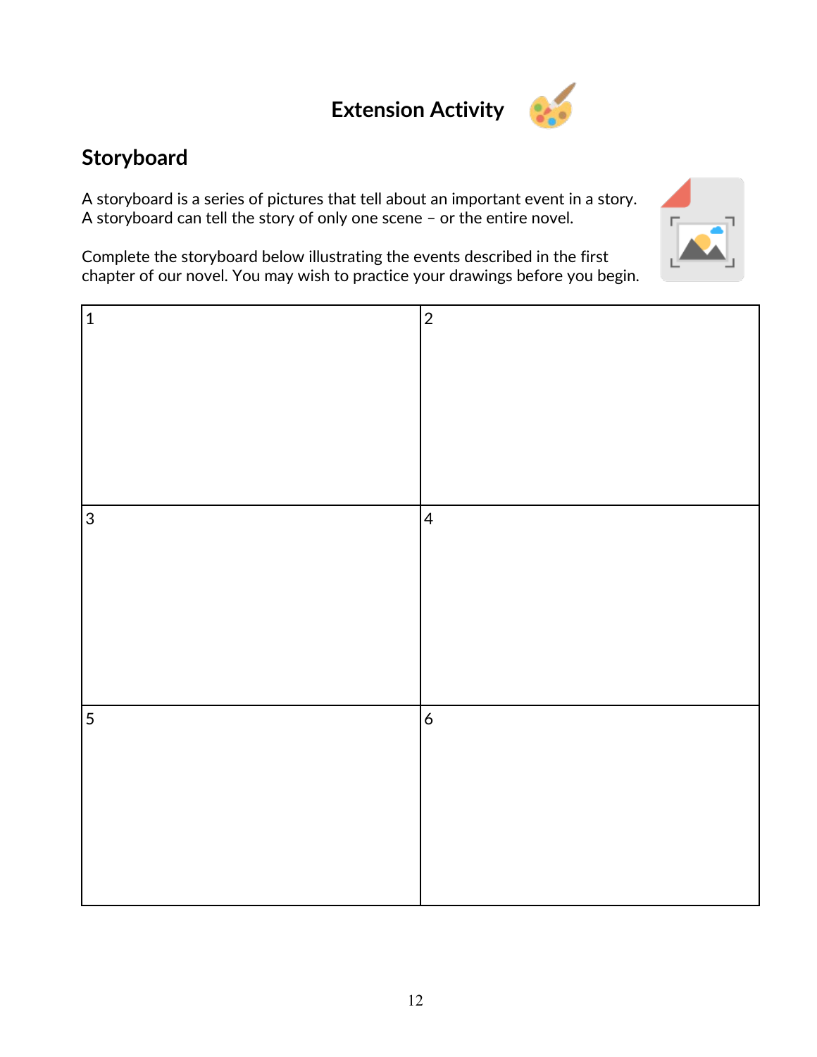# Extension Activity

## Storyboard

A storyboard is a series of pictures that tell about an important event in a story. A storyboard can tell the story of only one scene – or the entire novel.

Complete the storyboard below illustrating the events described in the first chapter of our novel. You may wish to practice your drawings before you begin.

| | |
|---|---|
| 1 | 2 |
| 3 | 4 |
| 5 | 6 |